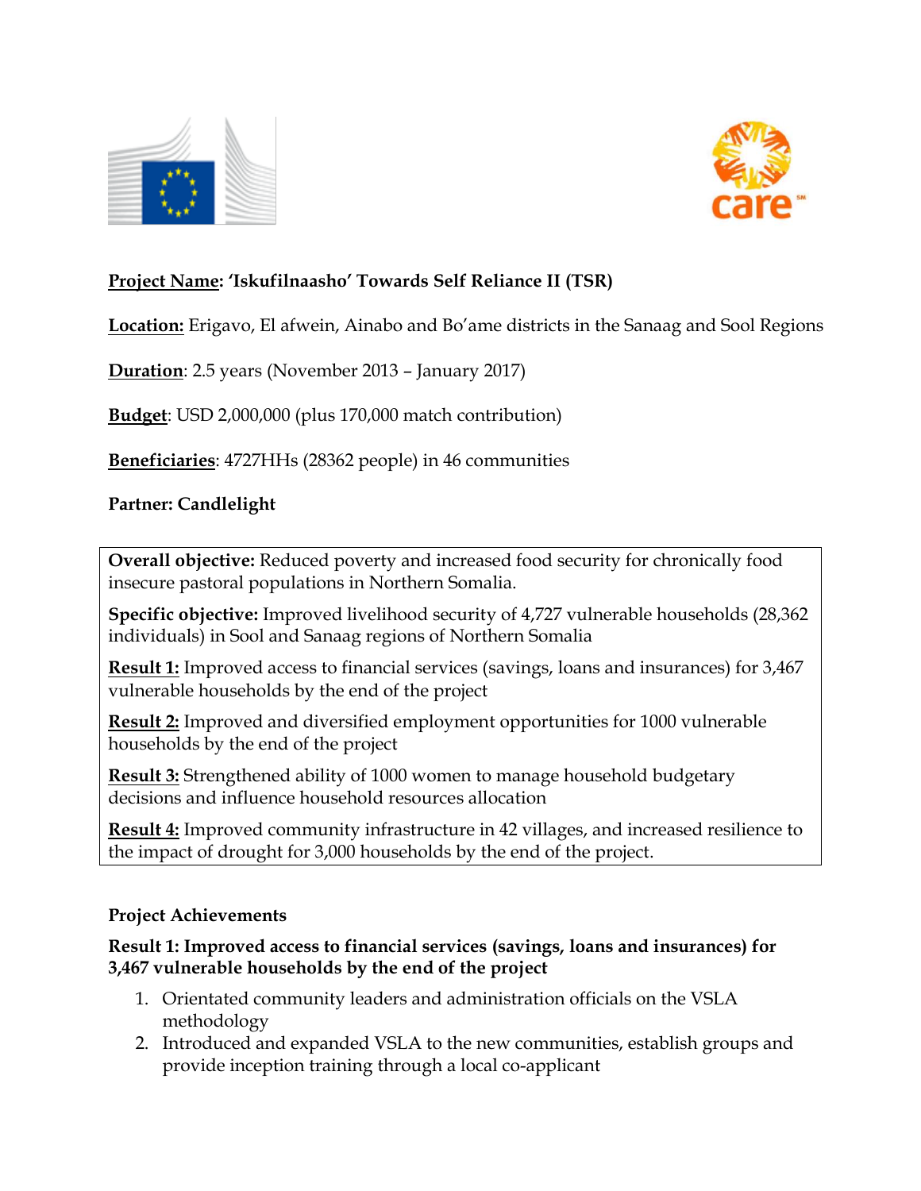**Project Name: 'Iskufilnaasho' Towards Self Reliance II (TSR)**

**Location:** Erigavo, El afwein, Ainabo and Bo'ame districts in the Sanaag and Sool Regions

**Duration**: 2.5 years (November 2013 – January 2017)

**Budget**: USD 2,000,000 (plus 170,000 match contribution)

**Beneficiaries**: 4727HHs (28362 people) in 46 communities

**Partner: Candlelight**

**Overall objective:** Reduced poverty and increased food security for chronically food insecure pastoral populations in Northern Somalia.

**Specific objective:** Improved livelihood security of 4,727 vulnerable households (28,362 individuals) in Sool and Sanaag regions of Northern Somalia

**Result 1:** Improved access to financial services (savings, loans and insurances) for 3,467 vulnerable households by the end of the project

**Result 2:** Improved and diversified employment opportunities for 1000 vulnerable households by the end of the project

**Result 3:** Strengthened ability of 1000 women to manage household budgetary decisions and influence household resources allocation

**Result 4:** Improved community infrastructure in 42 villages, and increased resilience to the impact of drought for 3,000 households by the end of the project.

## Project Achievements

### Result 1: Improved access to financial services (savings, loans and insurances) for 3,467 vulnerable households by the end of the project

1. Orientated community leaders and administration officials on the VSLA methodology
2. Introduced and expanded VSLA to the new communities, establish groups and provide inception training through a local co-applicant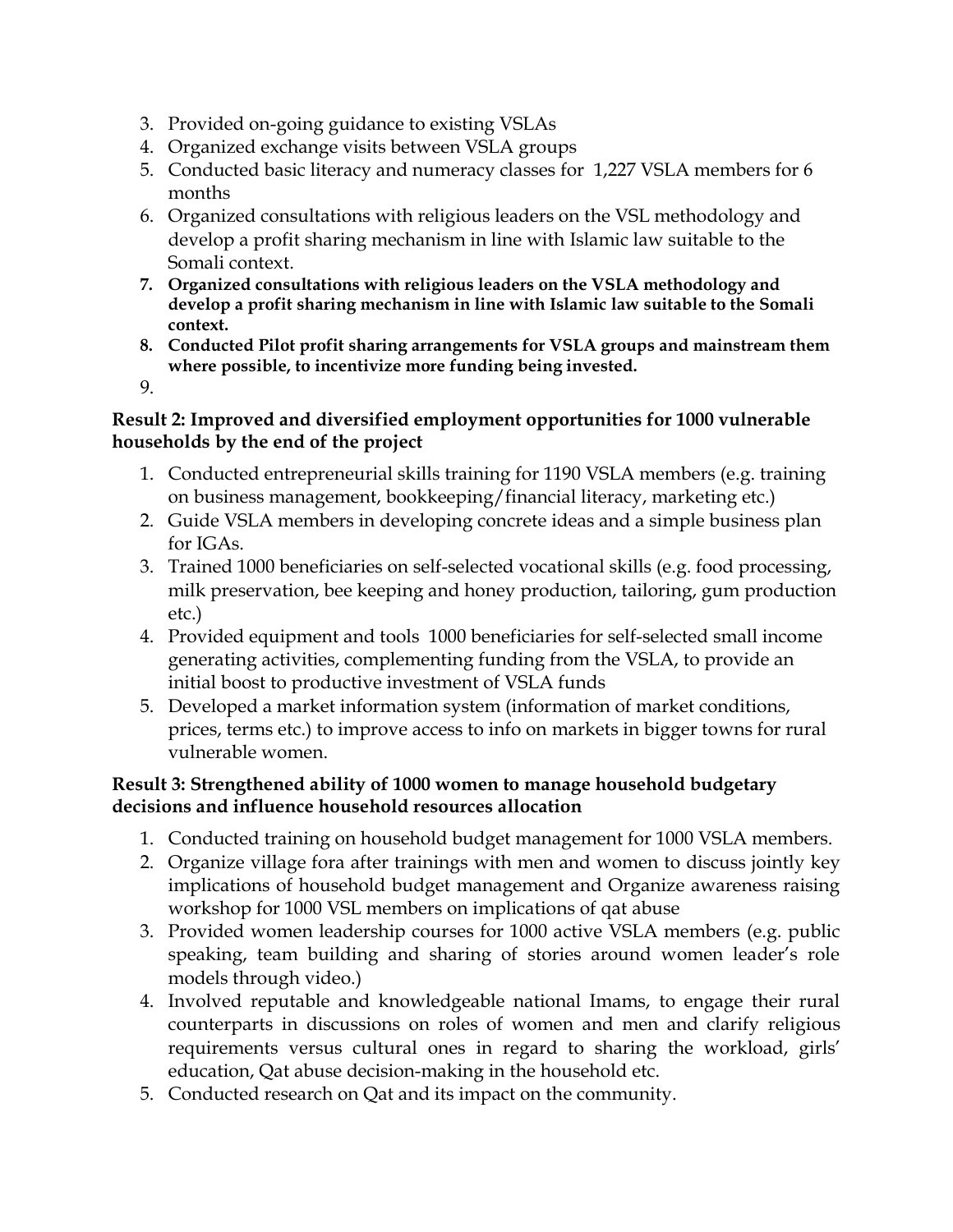3. Provided on-going guidance to existing VSLAs
4. Organized exchange visits between VSLA groups
5. Conducted basic literacy and numeracy classes for 1,227 VSLA members for 6 months
6. Organized consultations with religious leaders on the VSL methodology and develop a profit sharing mechanism in line with Islamic law suitable to the Somali context.
7. **Organized consultations with religious leaders on the VSLA methodology and develop a profit sharing mechanism in line with Islamic law suitable to the Somali context.**
8. **Conducted Pilot profit sharing arrangements for VSLA groups and mainstream them where possible, to incentivize more funding being invested.**
9. 

**Result 2: Improved and diversified employment opportunities for 1000 vulnerable households by the end of the project**

1. Conducted entrepreneurial skills training for 1190 VSLA members (e.g. training on business management, bookkeeping/financial literacy, marketing etc.)
2. Guide VSLA members in developing concrete ideas and a simple business plan for IGAs.
3. Trained 1000 beneficiaries on self-selected vocational skills (e.g. food processing, milk preservation, bee keeping and honey production, tailoring, gum production etc.)
4. Provided equipment and tools 1000 beneficiaries for self-selected small income generating activities, complementing funding from the VSLA, to provide an initial boost to productive investment of VSLA funds
5. Developed a market information system (information of market conditions, prices, terms etc.) to improve access to info on markets in bigger towns for rural vulnerable women.

**Result 3: Strengthened ability of 1000 women to manage household budgetary decisions and influence household resources allocation**

1. Conducted training on household budget management for 1000 VSLA members.
2. Organize village fora after trainings with men and women to discuss jointly key implications of household budget management and Organize awareness raising workshop for 1000 VSL members on implications of qat abuse
3. Provided women leadership courses for 1000 active VSLA members (e.g. public speaking, team building and sharing of stories around women leader's role models through video.)
4. Involved reputable and knowledgeable national Imams, to engage their rural counterparts in discussions on roles of women and men and clarify religious requirements versus cultural ones in regard to sharing the workload, girls' education, Qat abuse decision-making in the household etc.
5. Conducted research on Qat and its impact on the community.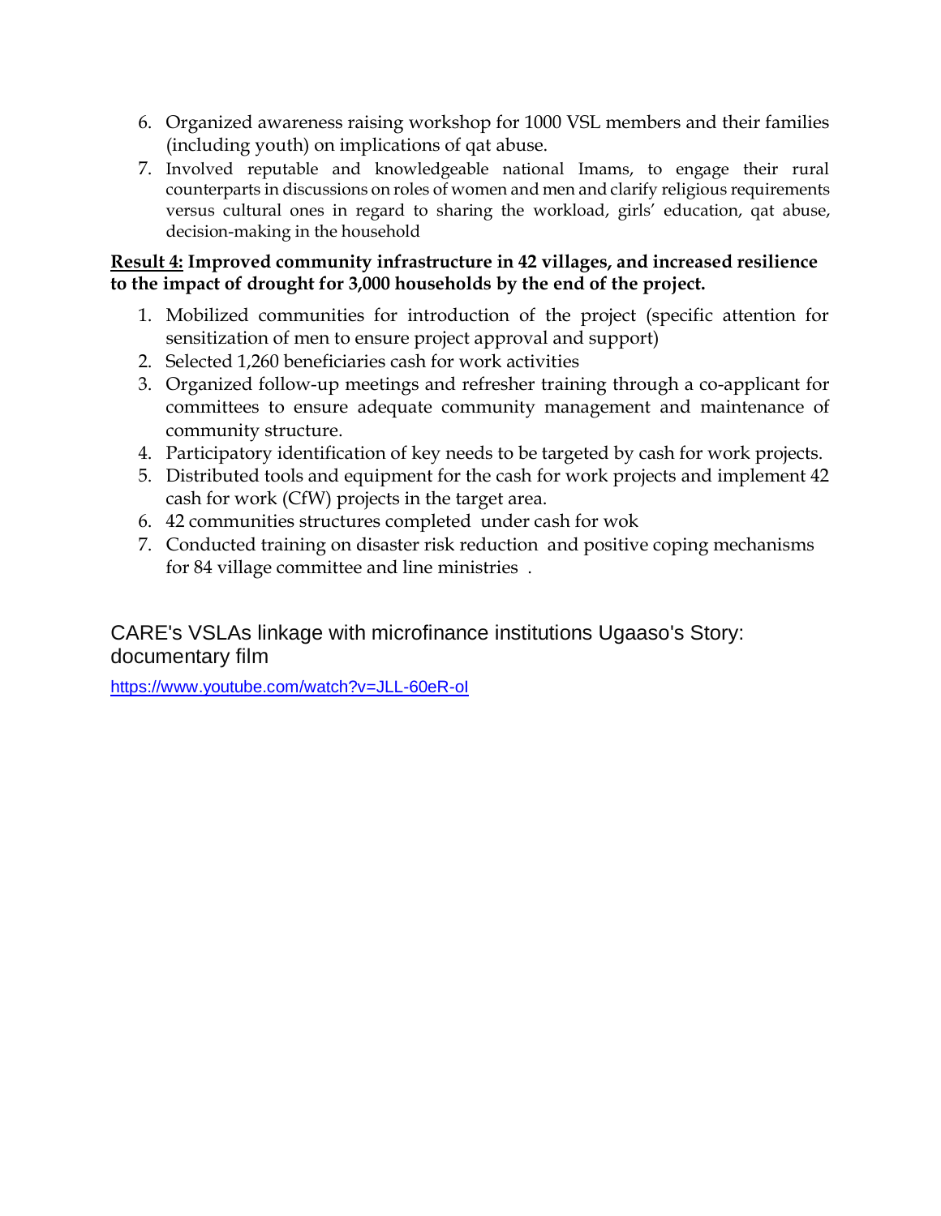6. Organized awareness raising workshop for 1000 VSL members and their families (including youth) on implications of qat abuse.
7. Involved reputable and knowledgeable national Imams, to engage their rural counterparts in discussions on roles of women and men and clarify religious requirements versus cultural ones in regard to sharing the workload, girls' education, qat abuse, decision-making in the household

**<u>Result 4:</u> Improved community infrastructure in 42 villages, and increased resilience to the impact of drought for 3,000 households by the end of the project.**

1. Mobilized communities for introduction of the project (specific attention for sensitization of men to ensure project approval and support)
2. Selected 1,260 beneficiaries cash for work activities
3. Organized follow-up meetings and refresher training through a co-applicant for committees to ensure adequate community management and maintenance of community structure.
4. Participatory identification of key needs to be targeted by cash for work projects.
5. Distributed tools and equipment for the cash for work projects and implement 42 cash for work (CfW) projects in the target area.
6. 42 communities structures completed under cash for wok
7. Conducted training on disaster risk reduction and positive coping mechanisms for 84 village committee and line ministries .

CARE's VSLAs linkage with microfinance institutions Ugaaso's Story: documentary film

https://www.youtube.com/watch?v=JLL-60eR-oI